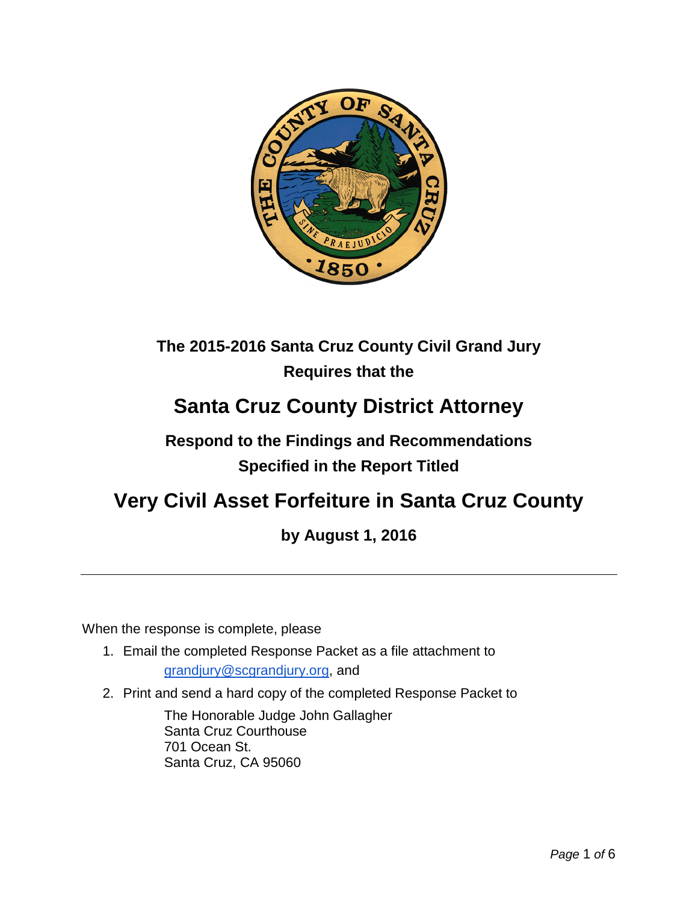**The 2015-2016 Santa Cruz County Civil Grand Jury**
**Requires that the**

# Santa Cruz County District Attorney

**Respond to the Findings and Recommendations**
**Specified in the Report Titled**

# Very Civil Asset Forfeiture in Santa Cruz County

**by August 1, 2016**

---

When the response is complete, please

1. Email the completed Response Packet as a file attachment to grandjury@scgrandjury.org, and
2. Print and send a hard copy of the completed Response Packet to

   The Honorable Judge John Gallagher
   Santa Cruz Courthouse
   701 Ocean St.
   Santa Cruz, CA 95060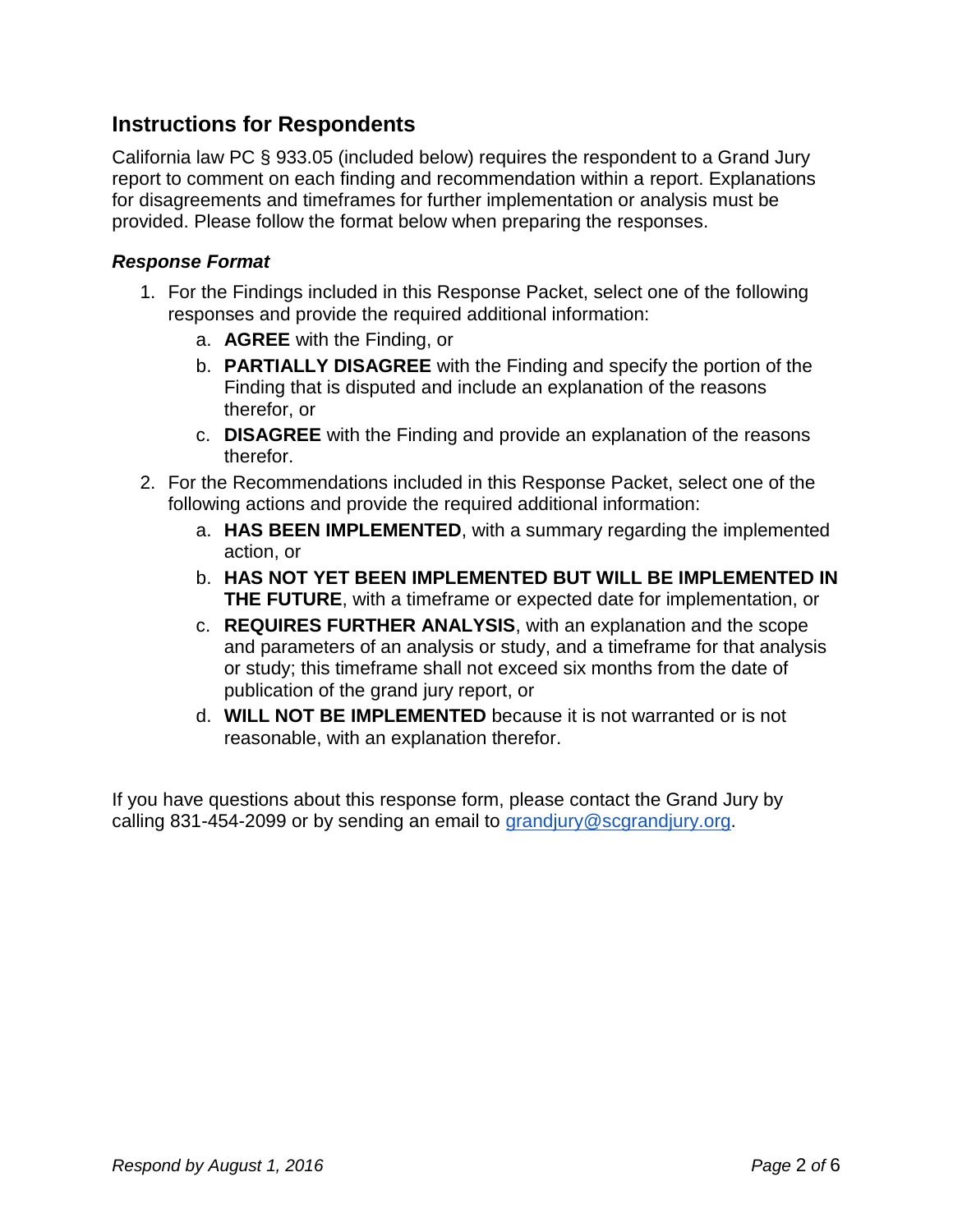## Instructions for Respondents

California law PC § 933.05 (included below) requires the respondent to a Grand Jury report to comment on each finding and recommendation within a report. Explanations for disagreements and timeframes for further implementation or analysis must be provided. Please follow the format below when preparing the responses.

### *Response Format*

1. For the Findings included in this Response Packet, select one of the following responses and provide the required additional information:
   a. **AGREE** with the Finding, or
   b. **PARTIALLY DISAGREE** with the Finding and specify the portion of the Finding that is disputed and include an explanation of the reasons therefor, or
   c. **DISAGREE** with the Finding and provide an explanation of the reasons therefor.
2. For the Recommendations included in this Response Packet, select one of the following actions and provide the required additional information:
   a. **HAS BEEN IMPLEMENTED**, with a summary regarding the implemented action, or
   b. **HAS NOT YET BEEN IMPLEMENTED BUT WILL BE IMPLEMENTED IN THE FUTURE**, with a timeframe or expected date for implementation, or
   c. **REQUIRES FURTHER ANALYSIS**, with an explanation and the scope and parameters of an analysis or study, and a timeframe for that analysis or study; this timeframe shall not exceed six months from the date of publication of the grand jury report, or
   d. **WILL NOT BE IMPLEMENTED** because it is not warranted or is not reasonable, with an explanation therefor.

If you have questions about this response form, please contact the Grand Jury by calling 831-454-2099 or by sending an email to grandjury@scgrandjury.org.

*Respond by August 1, 2016*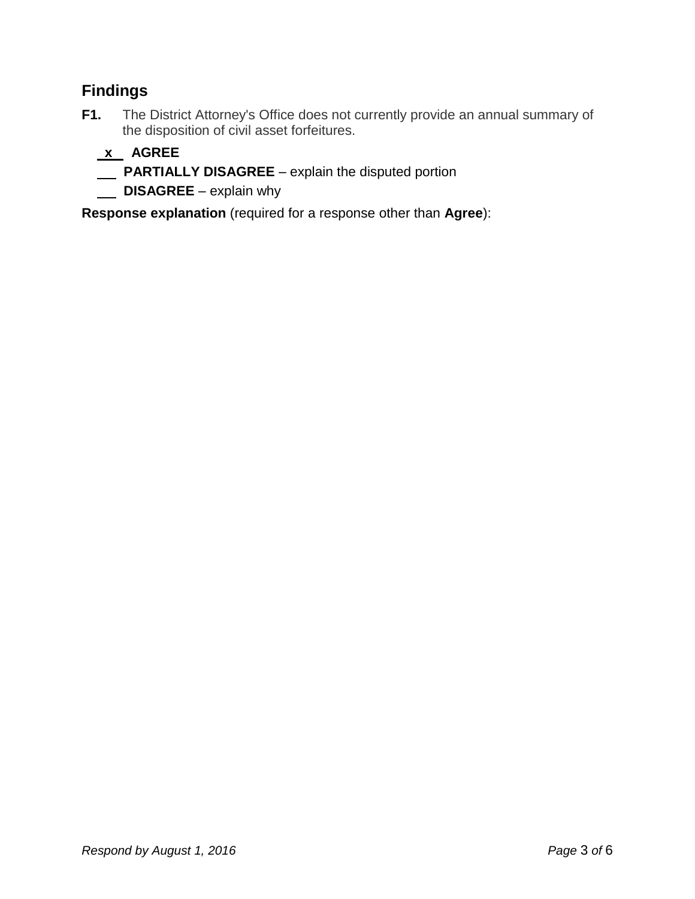## Findings

**F1.** The District Attorney's Office does not currently provide an annual summary of the disposition of civil asset forfeitures.

\_x\_ **AGREE**

\_\_\_ **PARTIALLY DISAGREE** – explain the disputed portion

\_\_\_ **DISAGREE** – explain why

**Response explanation** (required for a response other than **Agree**):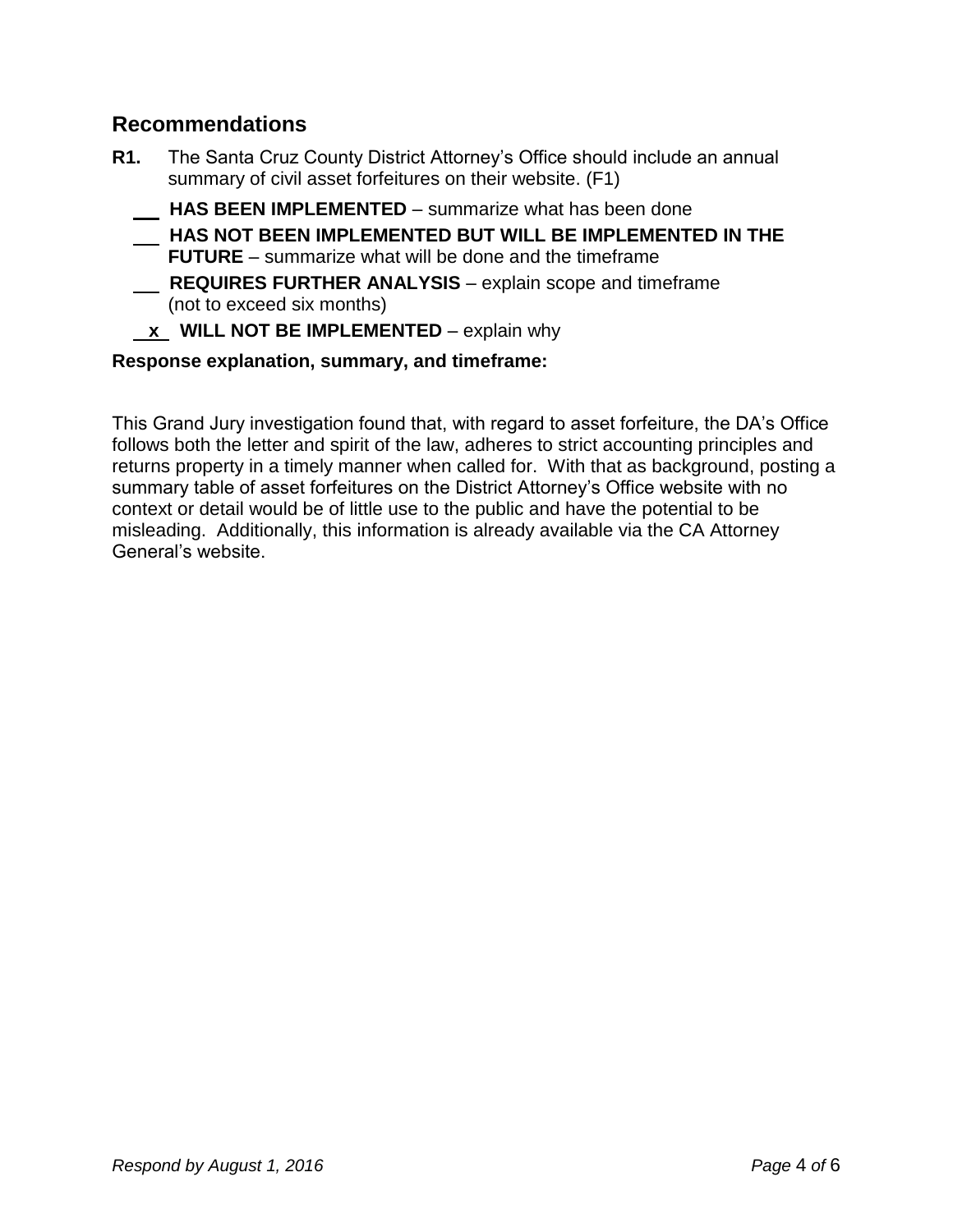## Recommendations

**R1.** The Santa Cruz County District Attorney's Office should include an annual summary of civil asset forfeitures on their website. (F1)

\_\_\_ **HAS BEEN IMPLEMENTED** – summarize what has been done

\_\_\_ **HAS NOT BEEN IMPLEMENTED BUT WILL BE IMPLEMENTED IN THE FUTURE** – summarize what will be done and the timeframe

\_\_\_ **REQUIRES FURTHER ANALYSIS** – explain scope and timeframe (not to exceed six months)

\_x\_ **WILL NOT BE IMPLEMENTED** – explain why

**Response explanation, summary, and timeframe:**

This Grand Jury investigation found that, with regard to asset forfeiture, the DA's Office follows both the letter and spirit of the law, adheres to strict accounting principles and returns property in a timely manner when called for. With that as background, posting a summary table of asset forfeitures on the District Attorney's Office website with no context or detail would be of little use to the public and have the potential to be misleading. Additionally, this information is already available via the CA Attorney General's website.

*Respond by August 1, 2016*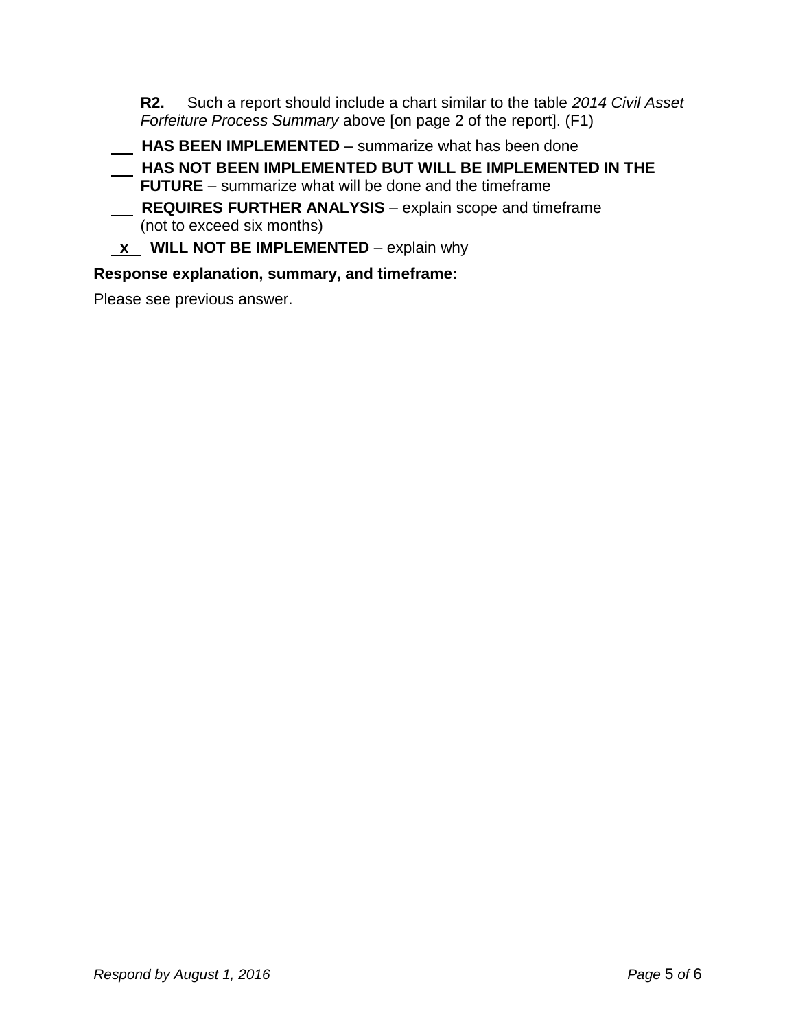**R2.** Such a report should include a chart similar to the table *2014 Civil Asset Forfeiture Process Summary* above [on page 2 of the report]. (F1)

___ **HAS BEEN IMPLEMENTED** – summarize what has been done

___ **HAS NOT BEEN IMPLEMENTED BUT WILL BE IMPLEMENTED IN THE FUTURE** – summarize what will be done and the timeframe

___ **REQUIRES FURTHER ANALYSIS** – explain scope and timeframe (not to exceed six months)

_x_ **WILL NOT BE IMPLEMENTED** – explain why

**Response explanation, summary, and timeframe:**

Please see previous answer.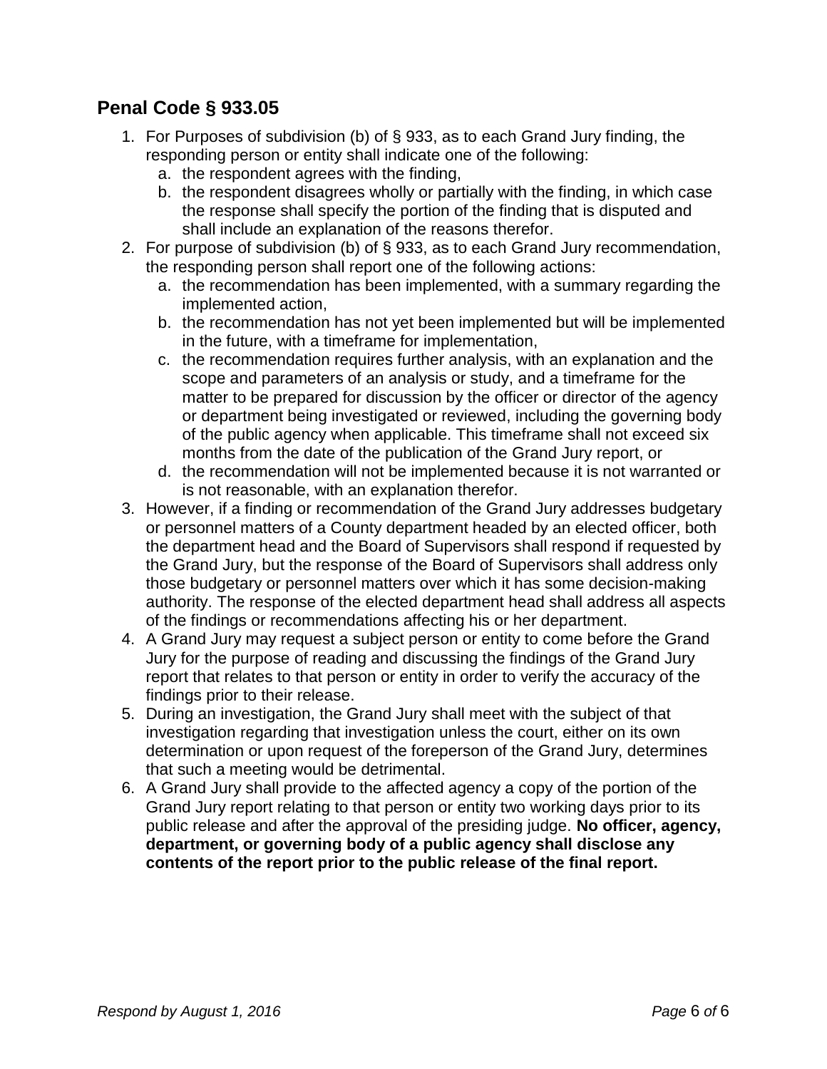## Penal Code § 933.05

1. For Purposes of subdivision (b) of § 933, as to each Grand Jury finding, the responding person or entity shall indicate one of the following:
   a. the respondent agrees with the finding,
   b. the respondent disagrees wholly or partially with the finding, in which case the response shall specify the portion of the finding that is disputed and shall include an explanation of the reasons therefor.
2. For purpose of subdivision (b) of § 933, as to each Grand Jury recommendation, the responding person shall report one of the following actions:
   a. the recommendation has been implemented, with a summary regarding the implemented action,
   b. the recommendation has not yet been implemented but will be implemented in the future, with a timeframe for implementation,
   c. the recommendation requires further analysis, with an explanation and the scope and parameters of an analysis or study, and a timeframe for the matter to be prepared for discussion by the officer or director of the agency or department being investigated or reviewed, including the governing body of the public agency when applicable. This timeframe shall not exceed six months from the date of the publication of the Grand Jury report, or
   d. the recommendation will not be implemented because it is not warranted or is not reasonable, with an explanation therefor.
3. However, if a finding or recommendation of the Grand Jury addresses budgetary or personnel matters of a County department headed by an elected officer, both the department head and the Board of Supervisors shall respond if requested by the Grand Jury, but the response of the Board of Supervisors shall address only those budgetary or personnel matters over which it has some decision-making authority. The response of the elected department head shall address all aspects of the findings or recommendations affecting his or her department.
4. A Grand Jury may request a subject person or entity to come before the Grand Jury for the purpose of reading and discussing the findings of the Grand Jury report that relates to that person or entity in order to verify the accuracy of the findings prior to their release.
5. During an investigation, the Grand Jury shall meet with the subject of that investigation regarding that investigation unless the court, either on its own determination or upon request of the foreperson of the Grand Jury, determines that such a meeting would be detrimental.
6. A Grand Jury shall provide to the affected agency a copy of the portion of the Grand Jury report relating to that person or entity two working days prior to its public release and after the approval of the presiding judge. **No officer, agency, department, or governing body of a public agency shall disclose any contents of the report prior to the public release of the final report.**